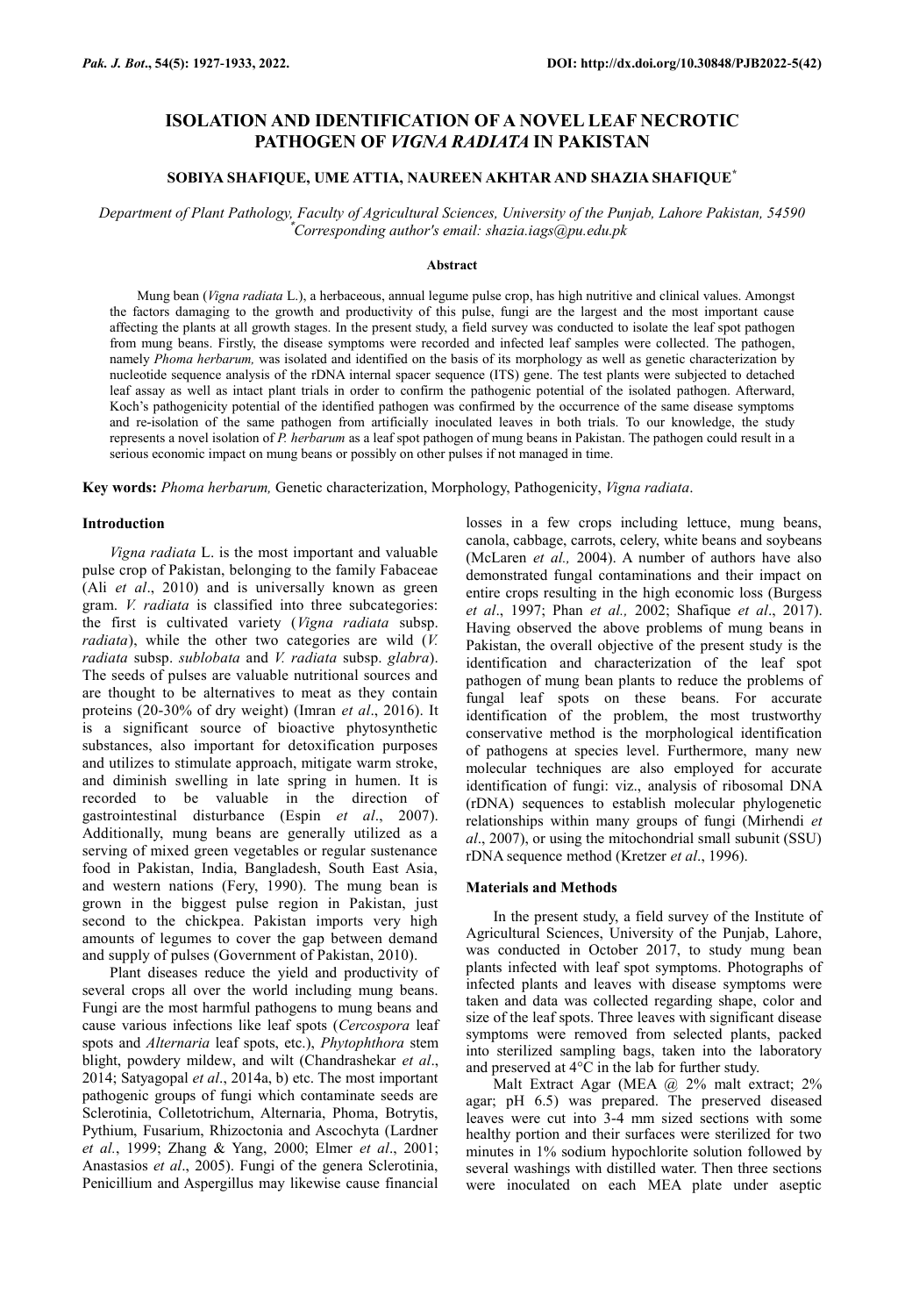# ISOLATION AND IDENTIFICATION OF A NOVEL LEAF NECROTIC PATHOGEN OF *VIGNA RADIATA* IN PAKISTAN

**SOBIYA SHAFIQUE, UME ATTIA, NAUREEN AKHTAR AND SHAZIA SHAFIQUE[*]**

*Department of Plant Pathology, Faculty of Agricultural Sciences, University of the Punjab, Lahore Pakistan, 54590*
*[*]Corresponding author's email: shazia.iags@pu.edu.pk*

### Abstract

Mung bean (*Vigna radiata* L.), a herbaceous, annual legume pulse crop, has high nutritive and clinical values. Amongst the factors damaging to the growth and productivity of this pulse, fungi are the largest and the most important cause affecting the plants at all growth stages. In the present study, a field survey was conducted to isolate the leaf spot pathogen from mung beans. Firstly, the disease symptoms were recorded and infected leaf samples were collected. The pathogen, namely *Phoma herbarum,* was isolated and identified on the basis of its morphology as well as genetic characterization by nucleotide sequence analysis of the rDNA internal spacer sequence (ITS) gene. The test plants were subjected to detached leaf assay as well as intact plant trials in order to confirm the pathogenic potential of the isolated pathogen. Afterward, Koch's pathogenicity potential of the identified pathogen was confirmed by the occurrence of the same disease symptoms and re-isolation of the same pathogen from artificially inoculated leaves in both trials. To our knowledge, the study represents a novel isolation of *P. herbarum* as a leaf spot pathogen of mung beans in Pakistan. The pathogen could result in a serious economic impact on mung beans or possibly on other pulses if not managed in time.

**Key words:** *Phoma herbarum,* Genetic characterization, Morphology, Pathogenicity, *Vigna radiata*.

### Introduction

*Vigna radiata* L. is the most important and valuable pulse crop of Pakistan, belonging to the family Fabaceae (Ali *et al*., 2010) and is universally known as green gram. *V. radiata* is classified into three subcategories: the first is cultivated variety (*Vigna radiata* subsp. *radiata*), while the other two categories are wild (*V. radiata* subsp. *sublobata* and *V. radiata* subsp. *glabra*). The seeds of pulses are valuable nutritional sources and are thought to be alternatives to meat as they contain proteins (20-30% of dry weight) (Imran *et al*., 2016). It is a significant source of bioactive phytosynthetic substances, also important for detoxification purposes and utilizes to stimulate approach, mitigate warm stroke, and diminish swelling in late spring in humen. It is recorded to be valuable in the direction of gastrointestinal disturbance (Espin *et al*., 2007). Additionally, mung beans are generally utilized as a serving of mixed green vegetables or regular sustenance food in Pakistan, India, Bangladesh, South East Asia, and western nations (Fery, 1990). The mung bean is grown in the biggest pulse region in Pakistan, just second to the chickpea. Pakistan imports very high amounts of legumes to cover the gap between demand and supply of pulses (Government of Pakistan, 2010).

Plant diseases reduce the yield and productivity of several crops all over the world including mung beans. Fungi are the most harmful pathogens to mung beans and cause various infections like leaf spots (*Cercospora* leaf spots and *Alternaria* leaf spots, etc.), *Phytophthora* stem blight, powdery mildew, and wilt (Chandrashekar *et al*., 2014; Satyagopal *et al*., 2014a, b) etc. The most important pathogenic groups of fungi which contaminate seeds are Sclerotinia, Colletotrichum, Alternaria, Phoma, Botrytis, Pythium, Fusarium, Rhizoctonia and Ascochyta (Lardner *et al.*, 1999; Zhang & Yang, 2000; Elmer *et al*., 2001; Anastasios *et al*., 2005). Fungi of the genera Sclerotinia, Penicillium and Aspergillus may likewise cause financial losses in a few crops including lettuce, mung beans, canola, cabbage, carrots, celery, white beans and soybeans (McLaren *et al.,* 2004). A number of authors have also demonstrated fungal contaminations and their impact on entire crops resulting in the high economic loss (Burgess *et al*., 1997; Phan *et al.,* 2002; Shafique *et al*., 2017). Having observed the above problems of mung beans in Pakistan, the overall objective of the present study is the identification and characterization of the leaf spot pathogen of mung bean plants to reduce the problems of fungal leaf spots on these beans. For accurate identification of the problem, the most trustworthy conservative method is the morphological identification of pathogens at species level. Furthermore, many new molecular techniques are also employed for accurate identification of fungi: viz., analysis of ribosomal DNA (rDNA) sequences to establish molecular phylogenetic relationships within many groups of fungi (Mirhendi *et al*., 2007), or using the mitochondrial small subunit (SSU) rDNA sequence method (Kretzer *et al*., 1996).

### Materials and Methods

In the present study, a field survey of the Institute of Agricultural Sciences, University of the Punjab, Lahore, was conducted in October 2017, to study mung bean plants infected with leaf spot symptoms. Photographs of infected plants and leaves with disease symptoms were taken and data was collected regarding shape, color and size of the leaf spots. Three leaves with significant disease symptoms were removed from selected plants, packed into sterilized sampling bags, taken into the laboratory and preserved at 4°C in the lab for further study.

Malt Extract Agar (MEA @ 2% malt extract; 2% agar; pH 6.5) was prepared. The preserved diseased leaves were cut into 3-4 mm sized sections with some healthy portion and their surfaces were sterilized for two minutes in 1% sodium hypochlorite solution followed by several washings with distilled water. Then three sections were inoculated on each MEA plate under aseptic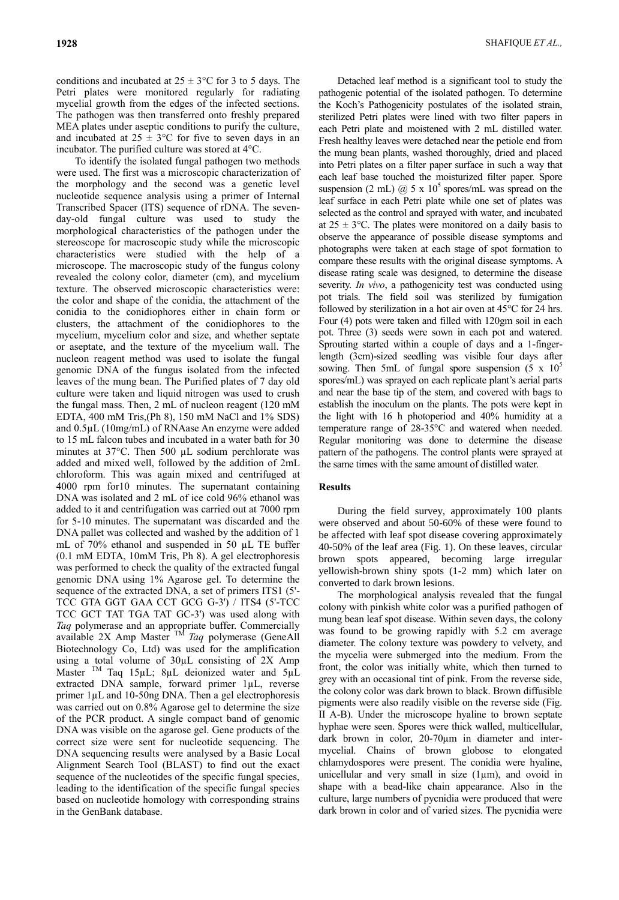conditions and incubated at 25 ± 3°C for 3 to 5 days. The Petri plates were monitored regularly for radiating mycelial growth from the edges of the infected sections. The pathogen was then transferred onto freshly prepared MEA plates under aseptic conditions to purify the culture, and incubated at 25 ± 3°C for five to seven days in an incubator. The purified culture was stored at 4°C.

To identify the isolated fungal pathogen two methods were used. The first was a microscopic characterization of the morphology and the second was a genetic level nucleotide sequence analysis using a primer of Internal Transcribed Spacer (ITS) sequence of rDNA. The seven-day-old fungal culture was used to study the morphological characteristics of the pathogen under the stereoscope for macroscopic study while the microscopic characteristics were studied with the help of a microscope. The macroscopic study of the fungus colony revealed the colony color, diameter (cm), and mycelium texture. The observed microscopic characteristics were: the color and shape of the conidia, the attachment of the conidia to the conidiophores either in chain form or clusters, the attachment of the conidiophores to the mycelium, mycelium color and size, and whether septate or aseptate, and the texture of the mycelium wall. The nucleon reagent method was used to isolate the fungal genomic DNA of the fungus isolated from the infected leaves of the mung bean. The Purified plates of 7 day old culture were taken and liquid nitrogen was used to crush the fungal mass. Then, 2 mL of nucleon reagent (120 mM EDTA, 400 mM Tris,(Ph 8), 150 mM NaCl and 1% SDS) and 0.5µL (10mg/mL) of RNAase An enzyme were added to 15 mL falcon tubes and incubated in a water bath for 30 minutes at 37°C. Then 500 µL sodium perchlorate was added and mixed well, followed by the addition of 2mL chloroform. This was again mixed and centrifuged at 4000 rpm for10 minutes. The supernatant containing DNA was isolated and 2 mL of ice cold 96% ethanol was added to it and centrifugation was carried out at 7000 rpm for 5-10 minutes. The supernatant was discarded and the DNA pallet was collected and washed by the addition of 1 mL of 70% ethanol and suspended in 50 µL TE buffer (0.1 mM EDTA, 10mM Tris, Ph 8). A gel electrophoresis was performed to check the quality of the extracted fungal genomic DNA using 1% Agarose gel. To determine the sequence of the extracted DNA, a set of primers ITS1 (5'-TCC GTA GGT GAA CCT GCG G-3') / ITS4 (5'-TCC TCC GCT TAT TGA TAT GC-3') was used along with *Taq* polymerase and an appropriate buffer. Commercially available 2X Amp Master ™ *Taq* polymerase (GeneAll Biotechnology Co, Ltd) was used for the amplification using a total volume of 30µL consisting of 2X Amp Master ™ Taq 15µL; 8µL deionized water and 5µL extracted DNA sample, forward primer 1µL, reverse primer 1µL and 10-50ng DNA. Then a gel electrophoresis was carried out on 0.8% Agarose gel to determine the size of the PCR product. A single compact band of genomic DNA was visible on the agarose gel. Gene products of the correct size were sent for nucleotide sequencing. The DNA sequencing results were analysed by a Basic Local Alignment Search Tool (BLAST) to find out the exact sequence of the nucleotides of the specific fungal species, leading to the identification of the specific fungal species based on nucleotide homology with corresponding strains in the GenBank database.

Detached leaf method is a significant tool to study the pathogenic potential of the isolated pathogen. To determine the Koch's Pathogenicity postulates of the isolated strain, sterilized Petri plates were lined with two filter papers in each Petri plate and moistened with 2 mL distilled water. Fresh healthy leaves were detached near the petiole end from the mung bean plants, washed thoroughly, dried and placed into Petri plates on a filter paper surface in such a way that each leaf base touched the moisturized filter paper. Spore suspension (2 mL) @ 5 x $10^5$ spores/mL was spread on the leaf surface in each Petri plate while one set of plates was selected as the control and sprayed with water, and incubated at 25 ± 3°C. The plates were monitored on a daily basis to observe the appearance of possible disease symptoms and photographs were taken at each stage of spot formation to compare these results with the original disease symptoms. A disease rating scale was designed, to determine the disease severity. *In vivo*, a pathogenicity test was conducted using pot trials. The field soil was sterilized by fumigation followed by sterilization in a hot air oven at 45°C for 24 hrs. Four (4) pots were taken and filled with 120gm soil in each pot. Three (3) seeds were sown in each pot and watered. Sprouting started within a couple of days and a 1-finger-length (3cm)-sized seedling was visible four days after sowing. Then 5mL of fungal spore suspension (5 x $10^5$ spores/mL) was sprayed on each replicate plant's aerial parts and near the base tip of the stem, and covered with bags to establish the inoculum on the plants. The pots were kept in the light with 16 h photoperiod and 40% humidity at a temperature range of 28-35°C and watered when needed. Regular monitoring was done to determine the disease pattern of the pathogens. The control plants were sprayed at the same times with the same amount of distilled water.

## Results

During the field survey, approximately 100 plants were observed and about 50-60% of these were found to be affected with leaf spot disease covering approximately 40-50% of the leaf area (Fig. 1). On these leaves, circular brown spots appeared, becoming large irregular yellowish-brown shiny spots (1-2 mm) which later on converted to dark brown lesions.

The morphological analysis revealed that the fungal colony with pinkish white color was a purified pathogen of mung bean leaf spot disease. Within seven days, the colony was found to be growing rapidly with 5.2 cm average diameter. The colony texture was powdery to velvety, and the mycelia were submerged into the medium. From the front, the color was initially white, which then turned to grey with an occasional tint of pink. From the reverse side, the colony color was dark brown to black. Brown diffusible pigments were also readily visible on the reverse side (Fig. II A-B). Under the microscope hyaline to brown septate hyphae were seen. Spores were thick walled, multicellular, dark brown in color, 20-70µm in diameter and inter-mycelial. Chains of brown globose to elongated chlamydospores were present. The conidia were hyaline, unicellular and very small in size (1µm), and ovoid in shape with a bead-like chain appearance. Also in the culture, large numbers of pycnidia were produced that were dark brown in color and of varied sizes. The pycnidia were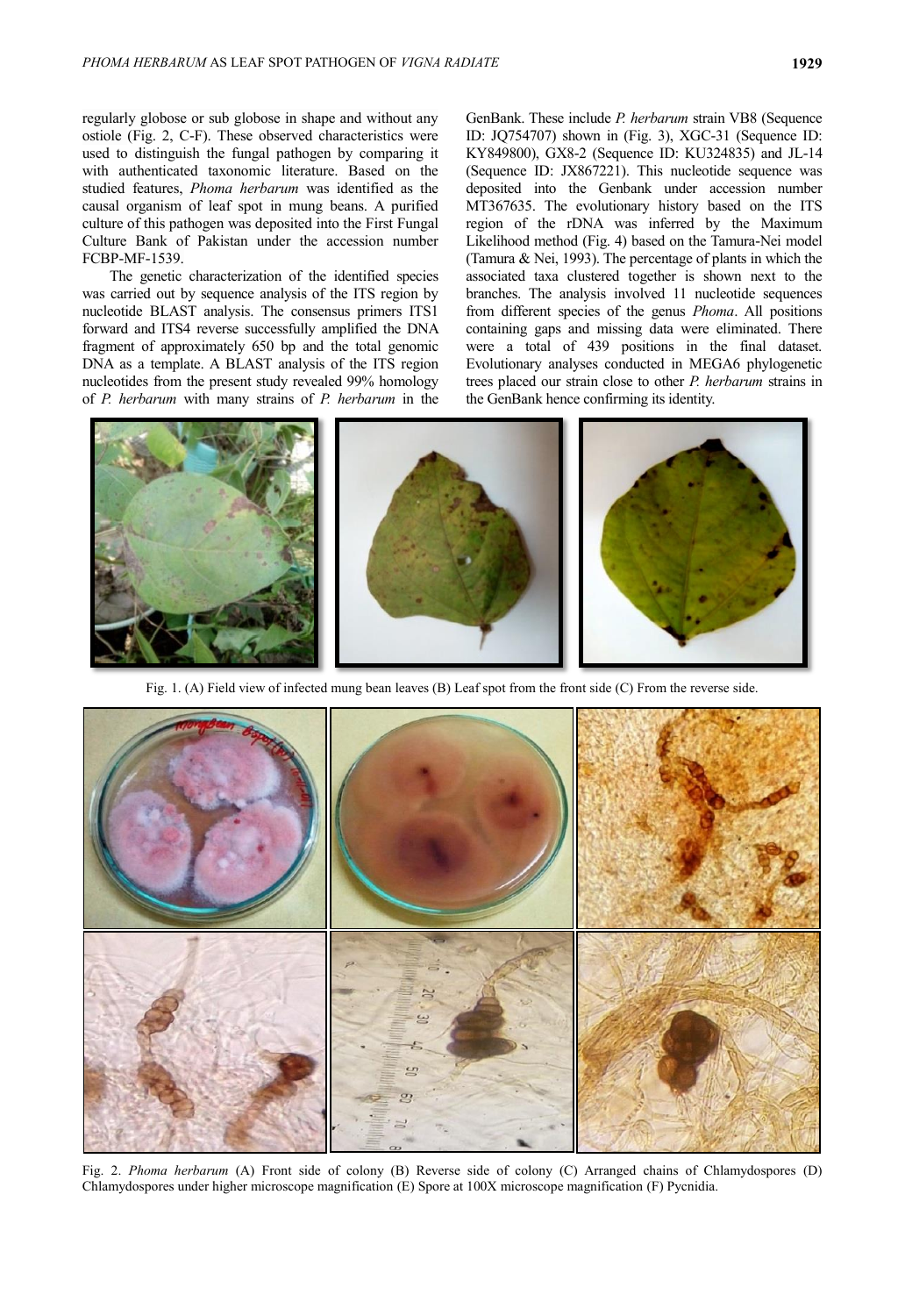regularly globose or sub globose in shape and without any ostiole (Fig. 2, C-F). These observed characteristics were used to distinguish the fungal pathogen by comparing it with authenticated taxonomic literature. Based on the studied features, *Phoma herbarum* was identified as the causal organism of leaf spot in mung beans. A purified culture of this pathogen was deposited into the First Fungal Culture Bank of Pakistan under the accession number FCBP-MF-1539.

The genetic characterization of the identified species was carried out by sequence analysis of the ITS region by nucleotide BLAST analysis. The consensus primers ITS1 forward and ITS4 reverse successfully amplified the DNA fragment of approximately 650 bp and the total genomic DNA as a template. A BLAST analysis of the ITS region nucleotides from the present study revealed 99% homology of *P. herbarum* with many strains of *P. herbarum* in the GenBank. These include *P. herbarum* strain VB8 (Sequence ID: JQ754707) shown in (Fig. 3), XGC-31 (Sequence ID: KY849800), GX8-2 (Sequence ID: KU324835) and JL-14 (Sequence ID: JX867221). This nucleotide sequence was deposited into the Genbank under accession number MT367635. The evolutionary history based on the ITS region of the rDNA was inferred by the Maximum Likelihood method (Fig. 4) based on the Tamura-Nei model (Tamura & Nei, 1993). The percentage of plants in which the associated taxa clustered together is shown next to the branches. The analysis involved 11 nucleotide sequences from different species of the genus *Phoma*. All positions containing gaps and missing data were eliminated. There were a total of 439 positions in the final dataset. Evolutionary analyses conducted in MEGA6 phylogenetic trees placed our strain close to other *P. herbarum* strains in the GenBank hence confirming its identity.

Fig. 1. (A) Field view of infected mung bean leaves (B) Leaf spot from the front side (C) From the reverse side.

Fig. 2. *Phoma herbarum* (A) Front side of colony (B) Reverse side of colony (C) Arranged chains of Chlamydospores (D) Chlamydospores under higher microscope magnification (E) Spore at 100X microscope magnification (F) Pycnidia.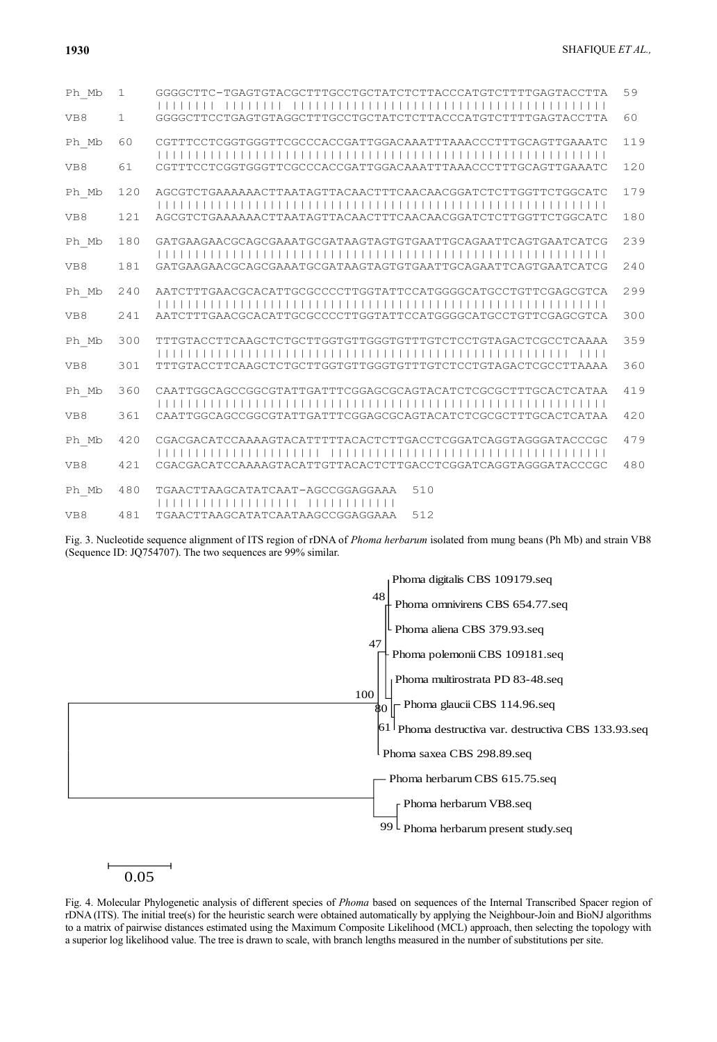```
Ph_Mb   1    GGGGCTTC-TGAGTGTACGCTTTGCCTGCTATCTCTTACCCATGTCTTTTGAGTACCTTA   59
             |||||||| |||||||| ||||||||||||||||||||||||||||||||||||||||||
VB8     1    GGGGCTTCCTGAGTGTAGGCTTTGCCTGCTATCTCTTACCCATGTCTTTTGAGTACCTTA   60

Ph_Mb   60   CGTTTCCTCGGTGGGTTCGCCCACCGATTGGACAAATTTAAACCCTTTGCAGTTGAAATC   119
             ||||||||||||||||||||||||||||||||||||||||||||||||||||||||||||
VB8     61   CGTTTCCTCGGTGGGTTCGCCCACCGATTGGACAAATTTAAACCCTTTGCAGTTGAAATC   120

Ph_Mb   120  AGCGTCTGAAAAAACTTAATAGTTACAACTTTCAACAACGGATCTCTTGGTTCTGGCATC   179
             ||||||||||||||||||||||||||||||||||||||||||||||||||||||||||||
VB8     121  AGCGTCTGAAAAAACTTAATAGTTACAACTTTCAACAACGGATCTCTTGGTTCTGGCATC   180

Ph_Mb   180  GATGAAGAACGCAGCGAAATGCGATAAGTAGTGTGAATTGCAGAATTCAGTGAATCATCG   239
             ||||||||||||||||||||||||||||||||||||||||||||||||||||||||||||
VB8     181  GATGAAGAACGCAGCGAAATGCGATAAGTAGTGTGAATTGCAGAATTCAGTGAATCATCG   240

Ph_Mb   240  AATCTTTGAACGCACATTGCGCCCCTTGGTATTCCATGGGGCATGCCTGTTCGAGCGTCA   299
             ||||||||||||||||||||||||||||||||||||||||||||||||||||||||||||
VB8     241  AATCTTTGAACGCACATTGCGCCCCTTGGTATTCCATGGGGCATGCCTGTTCGAGCGTCA   300

Ph_Mb   300  TTTGTACCTTCAAGCTCTGCTTGGTGTTGGGTGTTTGTCTCCTGTAGACTCGCCTCAAAA   359
             |||||||||||||||||||||||||||||||||||||||||||||||||||||| ||||
VB8     301  TTTGTACCTTCAAGCTCTGCTTGGTGTTGGGTGTTTGTCTCCTGTAGACTCGCCTTAAAA   360

Ph_Mb   360  CAATTGGCAGCCGGCGTATTGATTTCGGAGCGCAGTACATCTCGCGCTTTGCACTCATAA   419
             ||||||||||||||||||||||||||||||||||||||||||||||||||||||||||||
VB8     361  CAATTGGCAGCCGGCGTATTGATTTCGGAGCGCAGTACATCTCGCGCTTTGCACTCATAA   420

Ph_Mb   420  CGACGACATCCAAAAGTACATTTTTACACTCTTGACCTCGGATCAGGTAGGGATACCCGC   479
             ||||||||||||||||||||||| ||||||||||||||||||||||||||||||||||||
VB8     421  CGACGACATCCAAAAGTACATTGTTACACTCTTGACCTCGGATCAGGTAGGGATACCCGC   480

Ph_Mb   480  TGAACTTAAGCATATCAAT-AGCCGGAGGAAA   510
             ||||||||||||||||||| ||||||||||||
VB8     481  TGAACTTAAGCATATCAATAAGCCGGAGGAAA   512
```

Fig. 3. Nucleotide sequence alignment of ITS region of rDNA of *Phoma herbarum* isolated from mung beans (Ph Mb) and strain VB8 (Sequence ID: JQ754707). The two sequences are 99% similar.

Fig. 4. Molecular Phylogenetic analysis of different species of *Phoma* based on sequences of the Internal Transcribed Spacer region of rDNA (ITS). The initial tree(s) for the heuristic search were obtained automatically by applying the Neighbour-Join and BioNJ algorithms to a matrix of pairwise distances estimated using the Maximum Composite Likelihood (MCL) approach, then selecting the topology with a superior log likelihood value. The tree is drawn to scale, with branch lengths measured in the number of substitutions per site.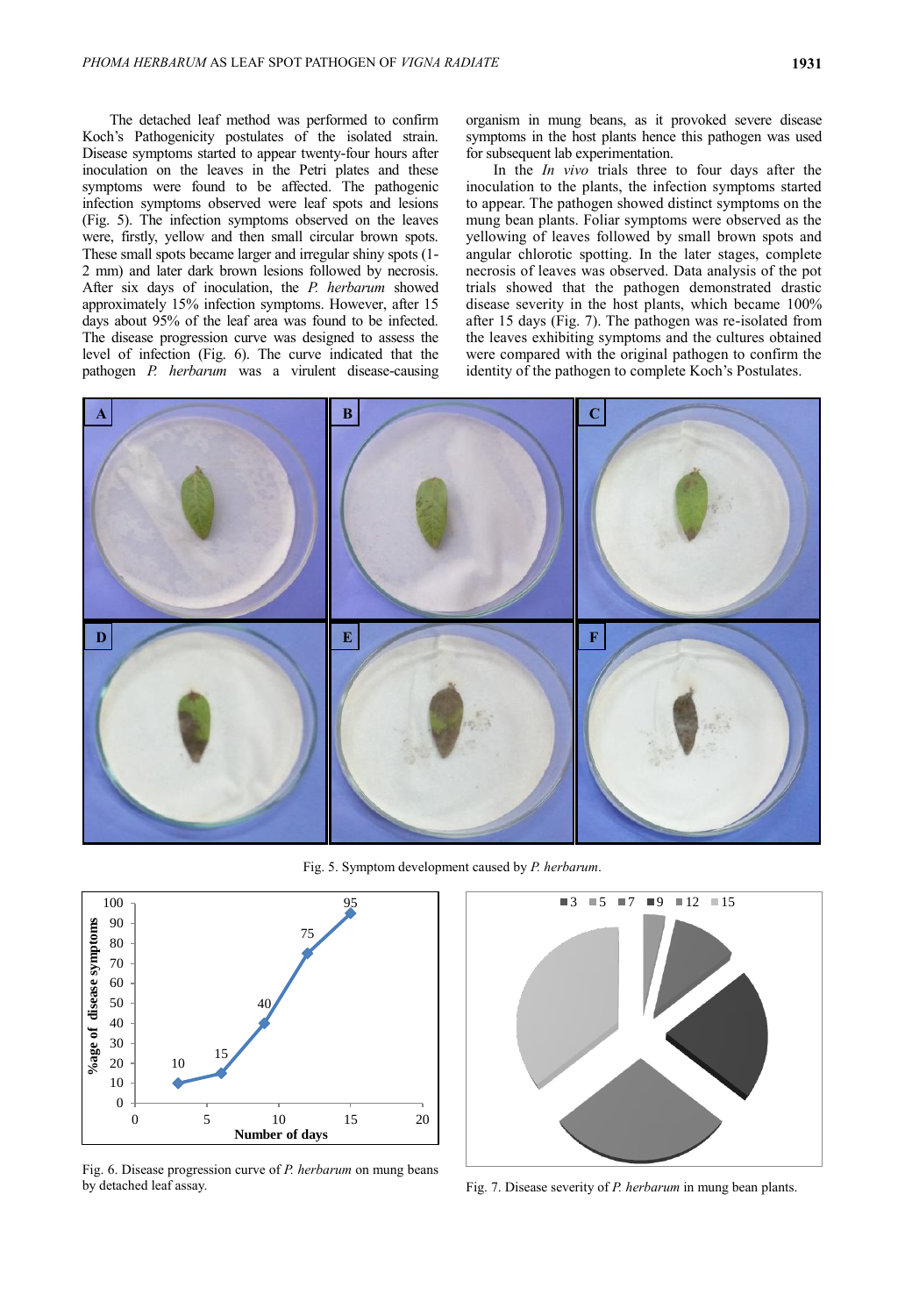The detached leaf method was performed to confirm Koch's Pathogenicity postulates of the isolated strain. Disease symptoms started to appear twenty-four hours after inoculation on the leaves in the Petri plates and these symptoms were found to be affected. The pathogenic infection symptoms observed were leaf spots and lesions (Fig. 5). The infection symptoms observed on the leaves were, firstly, yellow and then small circular brown spots. These small spots became larger and irregular shiny spots (1-2 mm) and later dark brown lesions followed by necrosis. After six days of inoculation, the *P. herbarum* showed approximately 15% infection symptoms. However, after 15 days about 95% of the leaf area was found to be infected. The disease progression curve was designed to assess the level of infection (Fig. 6). The curve indicated that the pathogen *P. herbarum* was a virulent disease-causing organism in mung beans, as it provoked severe disease symptoms in the host plants hence this pathogen was used for subsequent lab experimentation.

In the *In vivo* trials three to four days after the inoculation to the plants, the infection symptoms started to appear. The pathogen showed distinct symptoms on the mung bean plants. Foliar symptoms were observed as the yellowing of leaves followed by small brown spots and angular chlorotic spotting. In the later stages, complete necrosis of leaves was observed. Data analysis of the pot trials showed that the pathogen demonstrated drastic disease severity in the host plants, which became 100% after 15 days (Fig. 7). The pathogen was re-isolated from the leaves exhibiting symptoms and the cultures obtained were compared with the original pathogen to confirm the identity of the pathogen to complete Koch's Postulates.

Fig. 5. Symptom development caused by *P. herbarum*.

Fig. 6. Disease progression curve of *P. herbarum* on mung beans by detached leaf assay.

Fig. 7. Disease severity of *P. herbarum* in mung bean plants.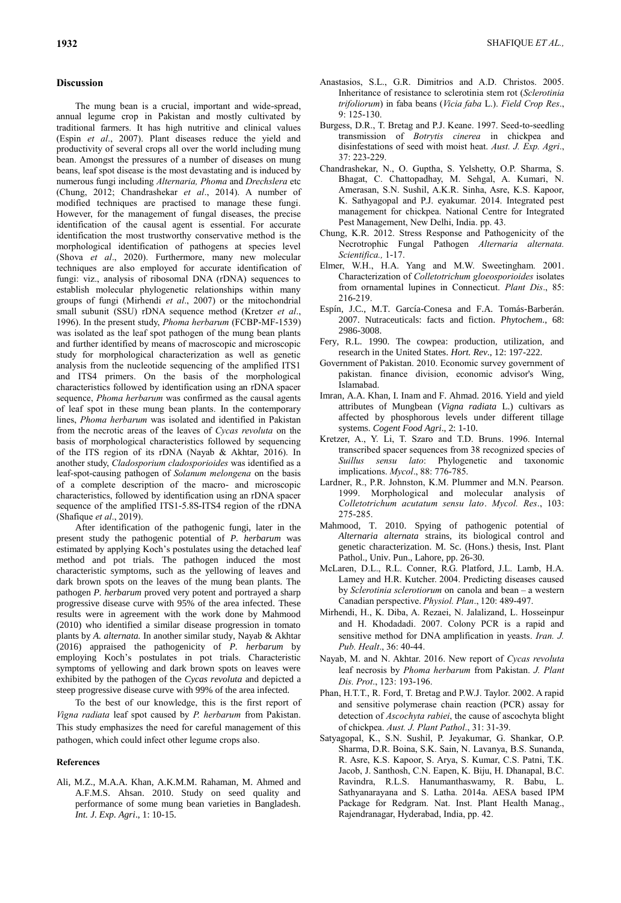## Discussion

The mung bean is a crucial, important and wide-spread, annual legume crop in Pakistan and mostly cultivated by traditional farmers. It has high nutritive and clinical values (Espin *et al*., 2007). Plant diseases reduce the yield and productivity of several crops all over the world including mung bean. Amongst the pressures of a number of diseases on mung beans, leaf spot disease is the most devastating and is induced by numerous fungi including *Alternaria, Phoma* and *Drechslera* etc (Chung, 2012; Chandrashekar *et al*., 2014). A number of modified techniques are practised to manage these fungi. However, for the management of fungal diseases, the precise identification of the causal agent is essential. For accurate identification the most trustworthy conservative method is the morphological identification of pathogens at species level (Shova *et al*., 2020). Furthermore, many new molecular techniques are also employed for accurate identification of fungi: viz., analysis of ribosomal DNA (rDNA) sequences to establish molecular phylogenetic relationships within many groups of fungi (Mirhendi *et al*., 2007) or the mitochondrial small subunit (SSU) rDNA sequence method (Kretzer *et al*., 1996). In the present study, *Phoma herbarum* (FCBP-MF-1539) was isolated as the leaf spot pathogen of the mung bean plants and further identified by means of macroscopic and microscopic study for morphological characterization as well as genetic analysis from the nucleotide sequencing of the amplified ITS1 and ITS4 primers. On the basis of the morphological characteristics followed by identification using an rDNA spacer sequence, *Phoma herbarum* was confirmed as the causal agents of leaf spot in these mung bean plants. In the contemporary lines, *Phoma herbarum* was isolated and identified in Pakistan from the necrotic areas of the leaves of *Cycas revoluta* on the basis of morphological characteristics followed by sequencing of the ITS region of its rDNA (Nayab & Akhtar, 2016). In another study, *Cladosporium cladosporioides* was identified as a leaf-spot-causing pathogen of *Solanum melongena* on the basis of a complete description of the macro- and microscopic characteristics, followed by identification using an rDNA spacer sequence of the amplified ITS1-5.8S-ITS4 region of the rDNA (Shafique *et al*., 2019).

After identification of the pathogenic fungi, later in the present study the pathogenic potential of *P. herbarum* was estimated by applying Koch's postulates using the detached leaf method and pot trials. The pathogen induced the most characteristic symptoms, such as the yellowing of leaves and dark brown spots on the leaves of the mung bean plants. The pathogen *P. herbarum* proved very potent and portrayed a sharp progressive disease curve with 95% of the area infected. These results were in agreement with the work done by Mahmood (2010) who identified a similar disease progression in tomato plants by *A. alternata.* In another similar study, Nayab & Akhtar (2016) appraised the pathogenicity of *P. herbarum* by employing Koch's postulates in pot trials. Characteristic symptoms of yellowing and dark brown spots on leaves were exhibited by the pathogen of the *Cycas revoluta* and depicted a steep progressive disease curve with 99% of the area infected.

To the best of our knowledge, this is the first report of *Vigna radiata* leaf spot caused by *P. herbarum* from Pakistan. This study emphasizes the need for careful management of this pathogen, which could infect other legume crops also.

## References

Ali, M.Z., M.A.A. Khan, A.K.M.M. Rahaman, M. Ahmed and A.F.M.S. Ahsan. 2010. Study on seed quality and performance of some mung bean varieties in Bangladesh. *Int. J. Exp. Agri*., 1: 10-15.

Anastasios, S.L., G.R. Dimitrios and A.D. Christos. 2005. Inheritance of resistance to sclerotinia stem rot (*Sclerotinia trifoliorum*) in faba beans (*Vicia faba* L.). *Field Crop Res*., 9: 125-130.

Burgess, D.R., T. Bretag and P.J. Keane. 1997. Seed-to-seedling transmission of *Botrytis cinerea* in chickpea and disinfestations of seed with moist heat. *Aust. J. Exp. Agri*., 37: 223-229.

Chandrashekar, N., O. Guptha, S. Yelshetty, O.P. Sharma, S. Bhagat, C. Chattopadhay, M. Sehgal, A. Kumari, N. Amerasan, S.N. Sushil, A.K.R. Sinha, Asre, K.S. Kapoor, K. Sathyagopal and P.J. eyakumar. 2014. Integrated pest management for chickpea. National Centre for Integrated Pest Management, New Delhi, India. pp. 43.

Chung, K.R. 2012. Stress Response and Pathogenicity of the Necrotrophic Fungal Pathogen *Alternaria alternata. Scientifica.,* 1-17.

Elmer, W.H., H.A. Yang and M.W. Sweetingham. 2001. Characterization of *Colletotrichum gloeosporioides* isolates from ornamental lupines in Connecticut. *Plant Dis*., 85: 216-219.

Espín, J.C., M.T. García-Conesa and F.A. Tomás-Barberán. 2007. Nutraceuticals: facts and fiction. *Phytochem.,* 68: 2986-3008.

Fery, R.L. 1990. The cowpea: production, utilization, and research in the United States. *Hort. Rev.,* 12: 197-222.

Government of Pakistan. 2010. Economic survey government of pakistan. finance division, economic advisor's Wing, Islamabad.

Imran, A.A. Khan, I. Inam and F. Ahmad. 2016. Yield and yield attributes of Mungbean (*Vigna radiata* L.) cultivars as affected by phosphorous levels under different tillage systems. *Cogent Food Agri*., 2: 1-10.

Kretzer, A., Y. Li, T. Szaro and T.D. Bruns. 1996. Internal transcribed spacer sequences from 38 recognized species of *Suillus sensu lato*: Phylogenetic and taxonomic implications. *Mycol*., 88: 776-785.

Lardner, R., P.R. Johnston, K.M. Plummer and M.N. Pearson. 1999. Morphological and molecular analysis of *Colletotrichum acutatum sensu lato*. *Mycol. Res*., 103: 275-285.

Mahmood, T. 2010. Spying of pathogenic potential of *Alternaria alternata* strains, its biological control and genetic characterization. M. Sc. (Hons.) thesis, Inst. Plant Pathol., Univ. Pun., Lahore, pp. 26-30.

McLaren, D.L., R.L. Conner, R.G. Platford, J.L. Lamb, H.A. Lamey and H.R. Kutcher. 2004. Predicting diseases caused by *Sclerotinia sclerotiorum* on canola and bean – a western Canadian perspective. *Physiol. Plan*., 120: 489-497.

Mirhendi, H., K. Diba, A. Rezaei, N. Jalalizand, L. Hosseinpur and H. Khodadadi. 2007. Colony PCR is a rapid and sensitive method for DNA amplification in yeasts. *Iran. J. Pub. Healt*., 36: 40-44.

Nayab, M. and N. Akhtar. 2016. New report of *Cycas revoluta* leaf necrosis by *Phoma herbarum* from Pakistan. *J. Plant Dis. Prot*., 123: 193-196.

Phan, H.T.T., R. Ford, T. Bretag and P.W.J. Taylor. 2002. A rapid and sensitive polymerase chain reaction (PCR) assay for detection of *Ascochyta rabiei*, the cause of ascochyta blight of chickpea. *Aust. J. Plant Pathol*., 31: 31-39.

Satyagopal, K., S.N. Sushil, P. Jeyakumar, G. Shankar, O.P. Sharma, D.R. Boina, S.K. Sain, N. Lavanya, B.S. Sunanda, R. Asre, K.S. Kapoor, S. Arya, S. Kumar, C.S. Patni, T.K. Jacob, J. Santhosh, C.N. Eapen, K. Biju, H. Dhanapal, B.C. Ravindra, R.L.S. Hanumanthaswamy, R. Babu, L. Sathyanarayana and S. Latha. 2014a. AESA based IPM Package for Redgram. Nat. Inst. Plant Health Manag., Rajendranagar, Hyderabad, India, pp. 42.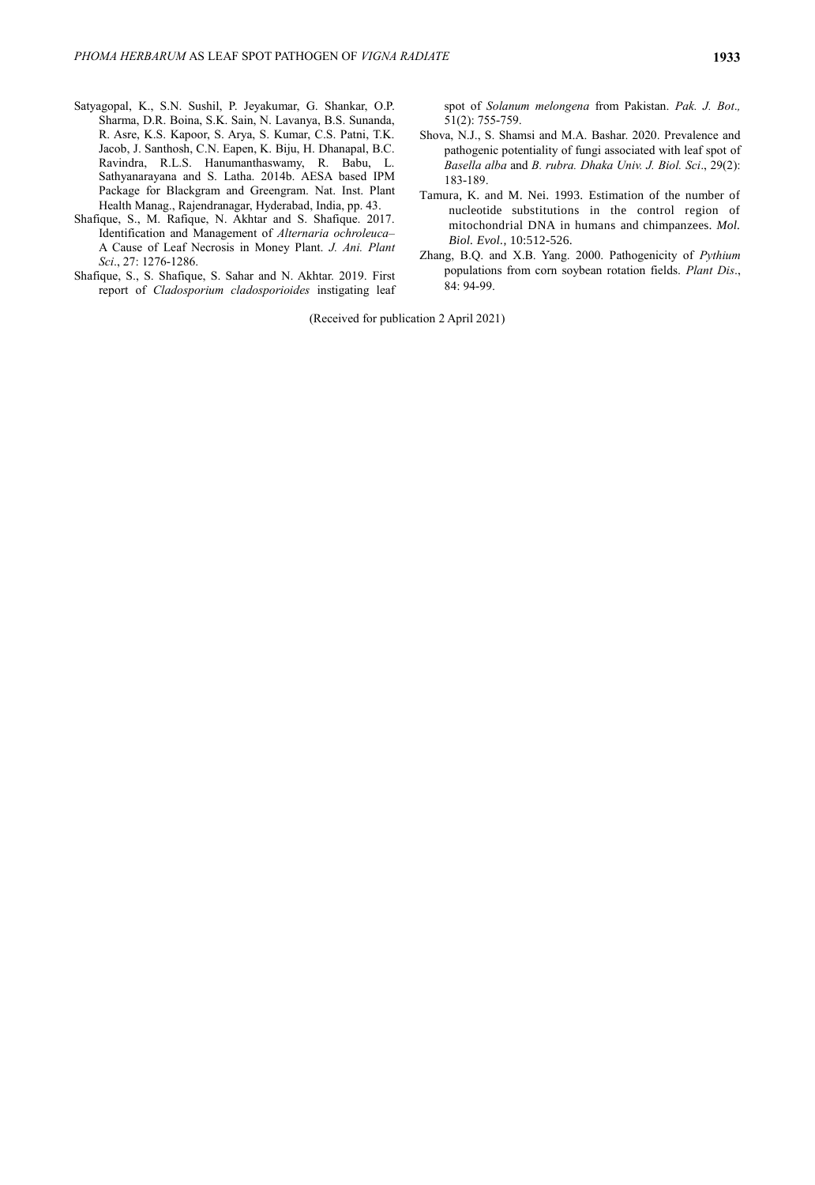Satyagopal, K., S.N. Sushil, P. Jeyakumar, G. Shankar, O.P. Sharma, D.R. Boina, S.K. Sain, N. Lavanya, B.S. Sunanda, R. Asre, K.S. Kapoor, S. Arya, S. Kumar, C.S. Patni, T.K. Jacob, J. Santhosh, C.N. Eapen, K. Biju, H. Dhanapal, B.C. Ravindra, R.L.S. Hanumanthaswamy, R. Babu, L. Sathyanarayana and S. Latha. 2014b. AESA based IPM Package for Blackgram and Greengram. Nat. Inst. Plant Health Manag., Rajendranagar, Hyderabad, India, pp. 43.

Shafique, S., M. Rafique, N. Akhtar and S. Shafique. 2017. Identification and Management of *Alternaria ochroleuca*– A Cause of Leaf Necrosis in Money Plant. *J. Ani. Plant Sci*., 27: 1276-1286.

Shafique, S., S. Shafique, S. Sahar and N. Akhtar. 2019. First report of *Cladosporium cladosporioides* instigating leaf spot of *Solanum melongena* from Pakistan. *Pak. J. Bot*., 51(2): 755-759.

Shova, N.J., S. Shamsi and M.A. Bashar. 2020. Prevalence and pathogenic potentiality of fungi associated with leaf spot of *Basella alba* and *B. rubra. Dhaka Univ. J. Biol. Sci*., 29(2): 183-189.

Tamura, K. and M. Nei. 1993. Estimation of the number of nucleotide substitutions in the control region of mitochondrial DNA in humans and chimpanzees. *Mol. Biol. Evol.*, 10:512-526.

Zhang, B.Q. and X.B. Yang. 2000. Pathogenicity of *Pythium* populations from corn soybean rotation fields. *Plant Dis*., 84: 94-99.

(Received for publication 2 April 2021)